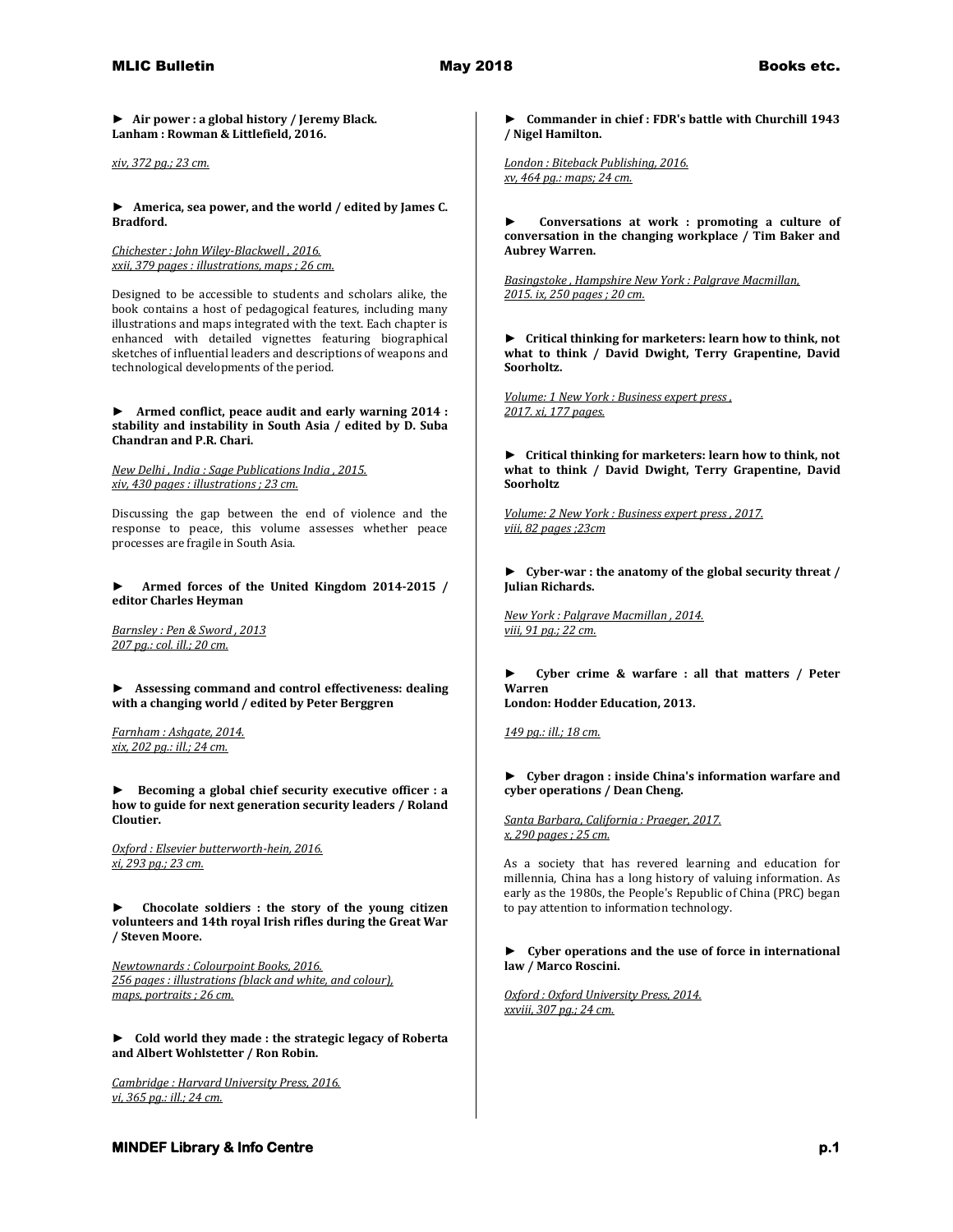► **Air power : a global history / Jeremy Black. Lanham : Rowman & Littlefield, 2016.**

*xiv, 372 pg.; 23 cm.*

► **America, sea power, and the world / edited by James C. Bradford.**

*Chichester : John Wiley-Blackwell , 2016.*
*xxii, 379 pages : illustrations, maps ; 26 cm.*

Designed to be accessible to students and scholars alike, the book contains a host of pedagogical features, including many illustrations and maps integrated with the text. Each chapter is enhanced with detailed vignettes featuring biographical sketches of influential leaders and descriptions of weapons and technological developments of the period.

► **Armed conflict, peace audit and early warning 2014 : stability and instability in South Asia / edited by D. Suba Chandran and P.R. Chari.**

*New Delhi , India : Sage Publications India , 2015.*
*xiv, 430 pages : illustrations ; 23 cm.*

Discussing the gap between the end of violence and the response to peace, this volume assesses whether peace processes are fragile in South Asia.

► **Armed forces of the United Kingdom 2014-2015 / editor Charles Heyman**

*Barnsley : Pen & Sword , 2013*
*207 pg.: col. ill.; 20 cm.*

► **Assessing command and control effectiveness: dealing with a changing world / edited by Peter Berggren**

*Farnham : Ashgate, 2014.*
*xix, 202 pg.: ill.; 24 cm.*

► **Becoming a global chief security executive officer : a how to guide for next generation security leaders / Roland Cloutier.**

*Oxford : Elsevier butterworth-hein, 2016.*
*xi, 293 pg.; 23 cm.*

► **Chocolate soldiers : the story of the young citizen volunteers and 14th royal Irish rifles during the Great War / Steven Moore.**

*Newtownards : Colourpoint Books, 2016.*
*256 pages : illustrations (black and white, and colour), maps, portraits ; 26 cm.*

► **Cold world they made : the strategic legacy of Roberta and Albert Wohlstetter / Ron Robin.**

*Cambridge : Harvard University Press, 2016.*
*vi, 365 pg.: ill.; 24 cm.*

► **Commander in chief : FDR's battle with Churchill 1943 / Nigel Hamilton.**

*London : Biteback Publishing, 2016.*
*xv, 464 pg.: maps; 24 cm.*

► **Conversations at work : promoting a culture of conversation in the changing workplace / Tim Baker and Aubrey Warren.**

*Basingstoke , Hampshire New York : Palgrave Macmillan, 2015. ix, 250 pages ; 20 cm.*

► **Critical thinking for marketers: learn how to think, not what to think / David Dwight, Terry Grapentine, David Soorholtz.**

*Volume: 1 New York : Business expert press , 2017. xi, 177 pages.*

► **Critical thinking for marketers: learn how to think, not what to think / David Dwight, Terry Grapentine, David Soorholtz**

*Volume: 2 New York : Business expert press , 2017.*
*viii, 82 pages ;23cm*

► **Cyber-war : the anatomy of the global security threat / Julian Richards.**

*New York : Palgrave Macmillan , 2014.*
*viii, 91 pg.; 22 cm.*

► **Cyber crime & warfare : all that matters / Peter Warren**
**London: Hodder Education, 2013.**

*149 pg.: ill.; 18 cm.*

► **Cyber dragon : inside China's information warfare and cyber operations / Dean Cheng.**

*Santa Barbara, California : Praeger, 2017.*
*x, 290 pages ; 25 cm.*

As a society that has revered learning and education for millennia, China has a long history of valuing information. As early as the 1980s, the People's Republic of China (PRC) began to pay attention to information technology.

► **Cyber operations and the use of force in international law / Marco Roscini.**

*Oxford : Oxford University Press, 2014.*
*xxviii, 307 pg.; 24 cm.*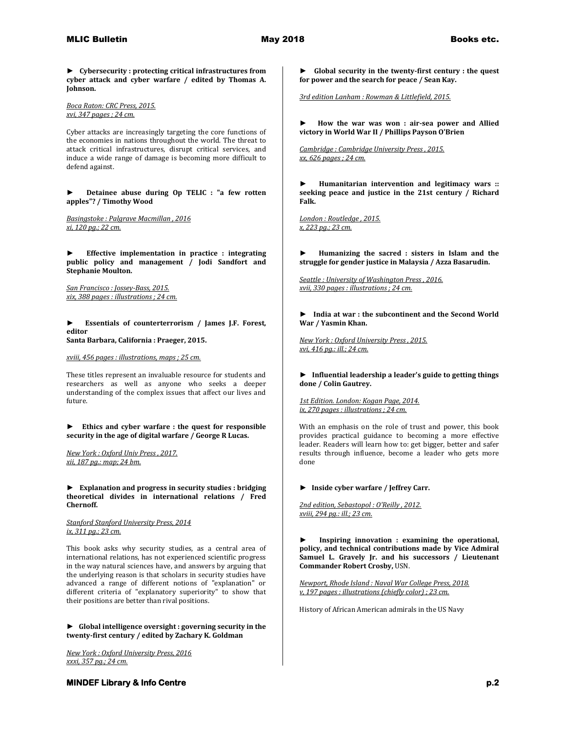**► Cybersecurity : protecting critical infrastructures from cyber attack and cyber warfare / edited by Thomas A. Johnson.**

_Boca Raton: CRC Press, 2015._
_xvi, 347 pages ; 24 cm._

Cyber attacks are increasingly targeting the core functions of the economies in nations throughout the world. The threat to attack critical infrastructures, disrupt critical services, and induce a wide range of damage is becoming more difficult to defend against.

**► Detainee abuse during Op TELIC : "a few rotten apples"? / Timothy Wood**

_Basingstoke : Palgrave Macmillan , 2016_
_xi, 120 pg.; 22 cm._

**► Effective implementation in practice : integrating public policy and management / Jodi Sandfort and Stephanie Moulton.**

_San Francisco : Jossey-Bass, 2015._
_xix, 388 pages : illustrations ; 24 cm._

**► Essentials of counterterrorism / James J.F. Forest, editor**
**Santa Barbara, California : Praeger, 2015.**

_xviii, 456 pages : illustrations, maps ; 25 cm._

These titles represent an invaluable resource for students and researchers as well as anyone who seeks a deeper understanding of the complex issues that affect our lives and future.

**► Ethics and cyber warfare : the quest for responsible security in the age of digital warfare / George R Lucas.**

_New York : Oxford Univ Press , 2017._
_xii, 187 pg.: map; 24 bm._

**► Explanation and progress in security studies : bridging theoretical divides in international relations / Fred Chernoff.**

_Stanford Stanford University Press, 2014_
_ix, 311 pg.; 23 cm._

This book asks why security studies, as a central area of international relations, has not experienced scientific progress in the way natural sciences have, and answers by arguing that the underlying reason is that scholars in security studies have advanced a range of different notions of "explanation" or different criteria of "explanatory superiority" to show that their positions are better than rival positions.

**► Global intelligence oversight : governing security in the twenty-first century / edited by Zachary K. Goldman**

_New York : Oxford University Press, 2016_
_xxxi, 357 pg.; 24 cm._

**► Global security in the twenty-first century : the quest for power and the search for peace / Sean Kay.**

_3rd edition Lanham : Rowman & Littlefield, 2015._

**► How the war was won : air-sea power and Allied victory in World War II / Phillips Payson O'Brien**

_Cambridge : Cambridge University Press , 2015._
_xx, 626 pages ; 24 cm._

**► Humanitarian intervention and legitimacy wars :: seeking peace and justice in the 21st century / Richard Falk.**

_London : Routledge , 2015._
_x, 223 pg.; 23 cm._

**► Humanizing the sacred : sisters in Islam and the struggle for gender justice in Malaysia / Azza Basarudin.**

_Seattle : University of Washington Press , 2016._
_xvii, 330 pages : illustrations ; 24 cm._

**► India at war : the subcontinent and the Second World War / Yasmin Khan.**

_New York : Oxford University Press , 2015._
_xvi, 416 pg.: ill.; 24 cm._

**► Influential leadership a leader's guide to getting things done / Colin Gautrey.**

_1st Edition. London: Kogan Page, 2014._
_ix, 270 pages : illustrations ; 24 cm._

With an emphasis on the role of trust and power, this book provides practical guidance to becoming a more effective leader. Readers will learn how to: get bigger, better and safer results through influence, become a leader who gets more done

**► Inside cyber warfare / Jeffrey Carr.**

_2nd edition, Sebastopol : O'Reilly , 2012._
_xviii, 294 pg.: ill.; 23 cm._

**► Inspiring innovation : examining the operational, policy, and technical contributions made by Vice Admiral Samuel L. Gravely Jr. and his successors / Lieutenant Commander Robert Crosby,** USN.

_Newport, Rhode Island : Naval War College Press, 2018._
_v, 197 pages : illustrations (chiefly color) ; 23 cm._

History of African American admirals in the US Navy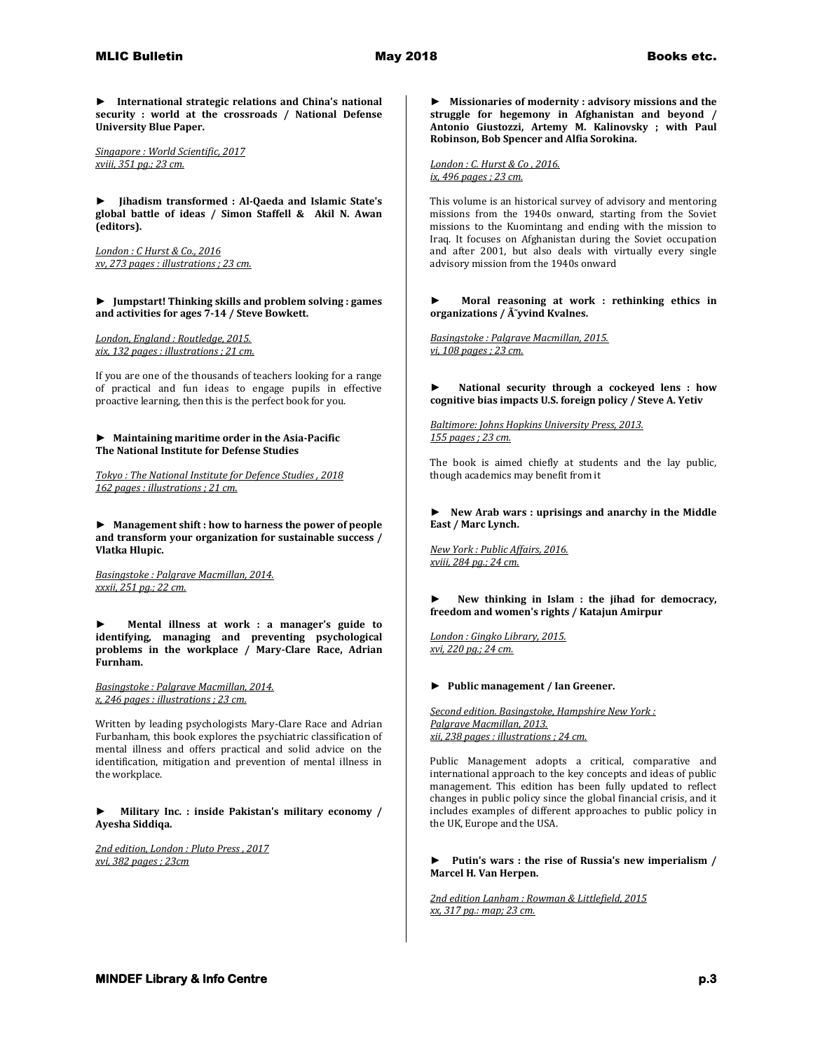► **International strategic relations and China's national security : world at the crossroads / National Defense University Blue Paper.**

Singapore : World Scientific, 2017
xviii, 351 pg.; 23 cm.

► **Jihadism transformed : Al-Qaeda and Islamic State's global battle of ideas / Simon Staffell & Akil N. Awan (editors).**

London : C Hurst & Co., 2016
xv, 273 pages : illustrations ; 23 cm.

► **Jumpstart! Thinking skills and problem solving : games and activities for ages 7-14 / Steve Bowkett.**

London, England : Routledge, 2015.
xix, 132 pages : illustrations ; 21 cm.

If you are one of the thousands of teachers looking for a range of practical and fun ideas to engage pupils in effective proactive learning, then this is the perfect book for you.

► **Maintaining maritime order in the Asia-Pacific The National Institute for Defense Studies**

Tokyo : The National Institute for Defence Studies , 2018
162 pages : illustrations ; 21 cm.

► **Management shift : how to harness the power of people and transform your organization for sustainable success / Vlatka Hlupic.**

Basingstoke : Palgrave Macmillan, 2014.
xxxii, 251 pg.; 22 cm.

► **Mental illness at work : a manager's guide to identifying, managing and preventing psychological problems in the workplace / Mary-Clare Race, Adrian Furnham.**

Basingstoke : Palgrave Macmillan, 2014.
x, 246 pages : illustrations ; 23 cm.

Written by leading psychologists Mary-Clare Race and Adrian Furbanham, this book explores the psychiatric classification of mental illness and offers practical and solid advice on the identification, mitigation and prevention of mental illness in the workplace.

► **Military Inc. : inside Pakistan's military economy / Ayesha Siddiqa.**

2nd edition, London : Pluto Press , 2017
xvi, 382 pages ; 23cm

► **Missionaries of modernity : advisory missions and the struggle for hegemony in Afghanistan and beyond / Antonio Giustozzi, Artemy M. Kalinovsky ; with Paul Robinson, Bob Spencer and Alfia Sorokina.**

London : C. Hurst & Co , 2016.
ix, 496 pages ; 23 cm.

This volume is an historical survey of advisory and mentoring missions from the 1940s onward, starting from the Soviet missions to the Kuomintang and ending with the mission to Iraq. It focuses on Afghanistan during the Soviet occupation and after 2001, but also deals with virtually every single advisory mission from the 1940s onward

► **Moral reasoning at work : rethinking ethics in organizations / Ã˜yvind Kvalnes.**

Basingstoke : Palgrave Macmillan, 2015.
vi, 108 pages ; 23 cm.

► **National security through a cockeyed lens : how cognitive bias impacts U.S. foreign policy / Steve A. Yetiv**

Baltimore: Johns Hopkins University Press, 2013.
155 pages ; 23 cm.

The book is aimed chiefly at students and the lay public, though academics may benefit from it

► **New Arab wars : uprisings and anarchy in the Middle East / Marc Lynch.**

New York : Public Affairs, 2016.
xviii, 284 pg.; 24 cm.

► **New thinking in Islam : the jihad for democracy, freedom and women's rights / Katajun Amirpur**

London : Gingko Library, 2015.
xvi, 220 pg.; 24 cm.

► **Public management / Ian Greener.**

Second edition. Basingstoke, Hampshire New York : Palgrave Macmillan, 2013.
xii, 238 pages : illustrations ; 24 cm.

Public Management adopts a critical, comparative and international approach to the key concepts and ideas of public management. This edition has been fully updated to reflect changes in public policy since the global financial crisis, and it includes examples of different approaches to public policy in the UK, Europe and the USA.

► **Putin's wars : the rise of Russia's new imperialism / Marcel H. Van Herpen.**

2nd edition Lanham : Rowman & Littlefield, 2015
xx, 317 pg.: map; 23 cm.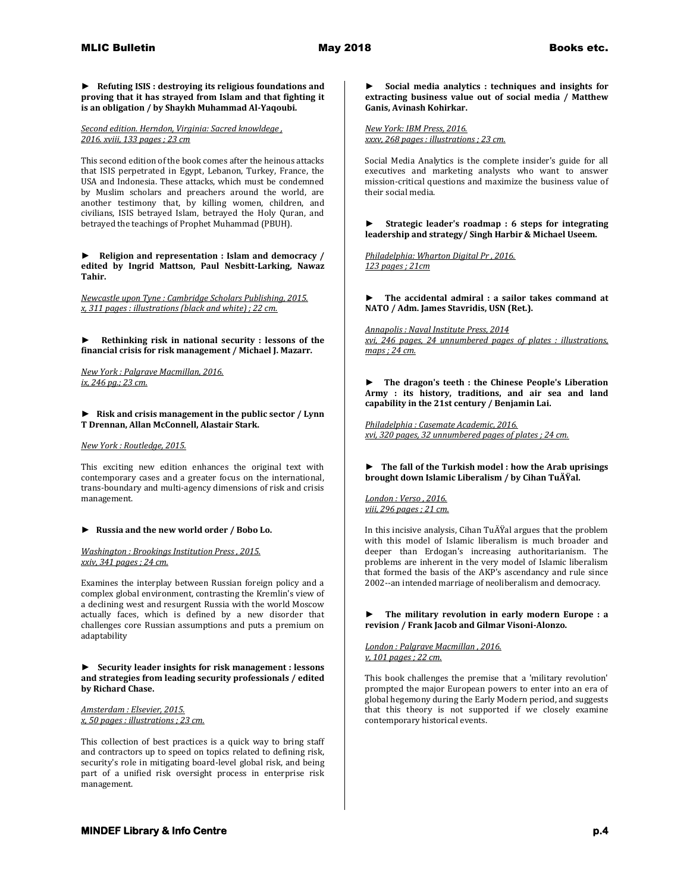► **Refuting ISIS : destroying its religious foundations and proving that it has strayed from Islam and that fighting it is an obligation / by Shaykh Muhammad Al-Yaqoubi.**

*Second edition. Herndon, Virginia: Sacred knowldege , 2016. xviii, 133 pages ; 23 cm*

This second edition of the book comes after the heinous attacks that ISIS perpetrated in Egypt, Lebanon, Turkey, France, the USA and Indonesia. These attacks, which must be condemned by Muslim scholars and preachers around the world, are another testimony that, by killing women, children, and civilians, ISIS betrayed Islam, betrayed the Holy Quran, and betrayed the teachings of Prophet Muhammad (PBUH).

► **Religion and representation : Islam and democracy / edited by Ingrid Mattson, Paul Nesbitt-Larking, Nawaz Tahir.**

*Newcastle upon Tyne : Cambridge Scholars Publishing, 2015. x, 311 pages : illustrations (black and white) ; 22 cm.*

► **Rethinking risk in national security : lessons of the financial crisis for risk management / Michael J. Mazarr.**

*New York : Palgrave Macmillan, 2016. ix, 246 pg.; 23 cm.*

► **Risk and crisis management in the public sector / Lynn T Drennan, Allan McConnell, Alastair Stark.**

*New York : Routledge, 2015.*

This exciting new edition enhances the original text with contemporary cases and a greater focus on the international, trans-boundary and multi-agency dimensions of risk and crisis management.

► **Russia and the new world order / Bobo Lo.**

*Washington : Brookings Institution Press , 2015. xxiv, 341 pages ; 24 cm.*

Examines the interplay between Russian foreign policy and a complex global environment, contrasting the Kremlin's view of a declining west and resurgent Russia with the world Moscow actually faces, which is defined by a new disorder that challenges core Russian assumptions and puts a premium on adaptability

► **Security leader insights for risk management : lessons and strategies from leading security professionals / edited by Richard Chase.**

*Amsterdam : Elsevier, 2015. x, 50 pages : illustrations ; 23 cm.*

This collection of best practices is a quick way to bring staff and contractors up to speed on topics related to defining risk, security's role in mitigating board-level global risk, and being part of a unified risk oversight process in enterprise risk management.

► **Social media analytics : techniques and insights for extracting business value out of social media / Matthew Ganis, Avinash Kohirkar.**

*New York: IBM Press, 2016. xxxv, 268 pages : illustrations ; 23 cm.*

Social Media Analytics is the complete insider's guide for all executives and marketing analysts who want to answer mission-critical questions and maximize the business value of their social media.

► **Strategic leader's roadmap : 6 steps for integrating leadership and strategy/ Singh Harbir & Michael Useem.**

*Philadelphia: Wharton Digital Pr , 2016. 123 pages ; 21cm*

► **The accidental admiral : a sailor takes command at NATO / Adm. James Stavridis, USN (Ret.).**

*Annapolis : Naval Institute Press, 2014 xvi, 246 pages, 24 unnumbered pages of plates : illustrations, maps ; 24 cm.*

► **The dragon's teeth : the Chinese People's Liberation Army : its history, traditions, and air sea and land capability in the 21st century / Benjamin Lai.**

*Philadelphia : Casemate Academic, 2016. xvi, 320 pages, 32 unnumbered pages of plates ; 24 cm.*

► **The fall of the Turkish model : how the Arab uprisings brought down Islamic Liberalism / by Cihan TuÄŸal.**

*London : Verso , 2016. viii, 296 pages ; 21 cm.*

In this incisive analysis, Cihan TuÄŸal argues that the problem with this model of Islamic liberalism is much broader and deeper than Erdogan's increasing authoritarianism. The problems are inherent in the very model of Islamic liberalism that formed the basis of the AKP's ascendancy and rule since 2002--an intended marriage of neoliberalism and democracy.

► **The military revolution in early modern Europe : a revision / Frank Jacob and Gilmar Visoni-Alonzo.**

*London : Palgrave Macmillan , 2016. v, 101 pages ; 22 cm.*

This book challenges the premise that a 'military revolution' prompted the major European powers to enter into an era of global hegemony during the Early Modern period, and suggests that this theory is not supported if we closely examine contemporary historical events.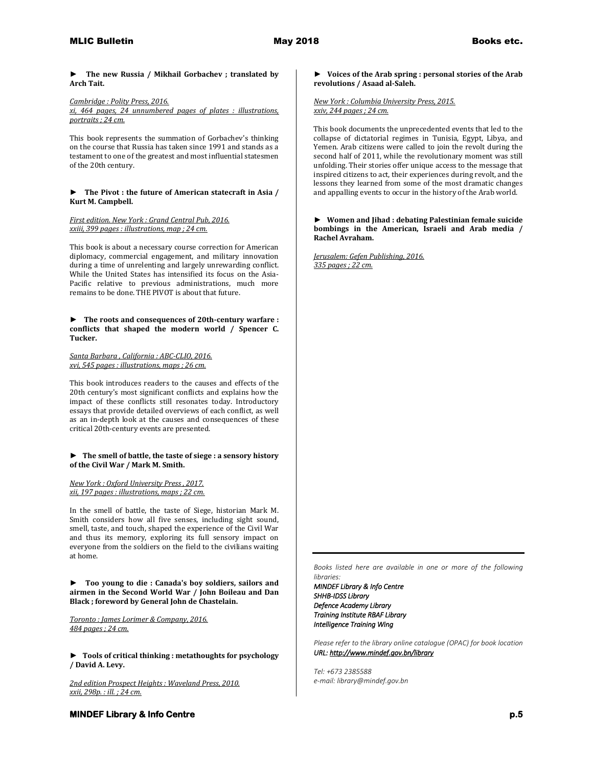**► The new Russia / Mikhail Gorbachev ; translated by Arch Tait.**

*Cambridge : Polity Press, 2016.*
*xi, 464 pages, 24 unnumbered pages of plates : illustrations, portraits ; 24 cm.*

This book represents the summation of Gorbachev's thinking on the course that Russia has taken since 1991 and stands as a testament to one of the greatest and most influential statesmen of the 20th century.

**► The Pivot : the future of American statecraft in Asia / Kurt M. Campbell.**

*First edition. New York : Grand Central Pub, 2016.*
*xxiii, 399 pages : illustrations, map ; 24 cm.*

This book is about a necessary course correction for American diplomacy, commercial engagement, and military innovation during a time of unrelenting and largely unrewarding conflict. While the United States has intensified its focus on the Asia-Pacific relative to previous administrations, much more remains to be done. THE PIVOT is about that future.

**► The roots and consequences of 20th-century warfare : conflicts that shaped the modern world / Spencer C. Tucker.**

*Santa Barbara , California : ABC-CLIO, 2016.*
*xvi, 545 pages : illustrations, maps ; 26 cm.*

This book introduces readers to the causes and effects of the 20th century's most significant conflicts and explains how the impact of these conflicts still resonates today. Introductory essays that provide detailed overviews of each conflict, as well as an in-depth look at the causes and consequences of these critical 20th-century events are presented.

**► The smell of battle, the taste of siege : a sensory history of the Civil War / Mark M. Smith.**

*New York : Oxford University Press , 2017.*
*xii, 197 pages : illustrations, maps ; 22 cm.*

In the smell of battle, the taste of Siege, historian Mark M. Smith considers how all five senses, including sight sound, smell, taste, and touch, shaped the experience of the Civil War and thus its memory, exploring its full sensory impact on everyone from the soldiers on the field to the civilians waiting at home.

**► Too young to die : Canada's boy soldiers, sailors and airmen in the Second World War / John Boileau and Dan Black ; foreword by General John de Chastelain.**

*Toronto : James Lorimer & Company, 2016.*
*484 pages ; 24 cm.*

**► Tools of critical thinking : metathoughts for psychology / David A. Levy.**

*2nd edition Prospect Heights : Waveland Press, 2010.*
*xxii, 298p. : ill. ; 24 cm.*

**► Voices of the Arab spring : personal stories of the Arab revolutions / Asaad al-Saleh.**

*New York : Columbia University Press, 2015.*
*xxiv, 244 pages ; 24 cm.*

This book documents the unprecedented events that led to the collapse of dictatorial regimes in Tunisia, Egypt, Libya, and Yemen. Arab citizens were called to join the revolt during the second half of 2011, while the revolutionary moment was still unfolding. Their stories offer unique access to the message that inspired citizens to act, their experiences during revolt, and the lessons they learned from some of the most dramatic changes and appalling events to occur in the history of the Arab world.

**► Women and Jihad : debating Palestinian female suicide bombings in the American, Israeli and Arab media / Rachel Avraham.**

*Jerusalem: Gefen Publishing, 2016.*
*335 pages ; 22 cm.*

---

*Books listed here are available in one or more of the following libraries:*
*MINDEF Library & Info Centre*
*SHHB-IDSS Library*
*Defence Academy Library*
*Training Institute RBAF Library*
*Intelligence Training Wing*

*Please refer to the library online catalogue (OPAC) for book location*
*URL: http://www.mindef.gov.bn/library*

*Tel: +673 2385588*
*e-mail: library@mindef.gov.bn*